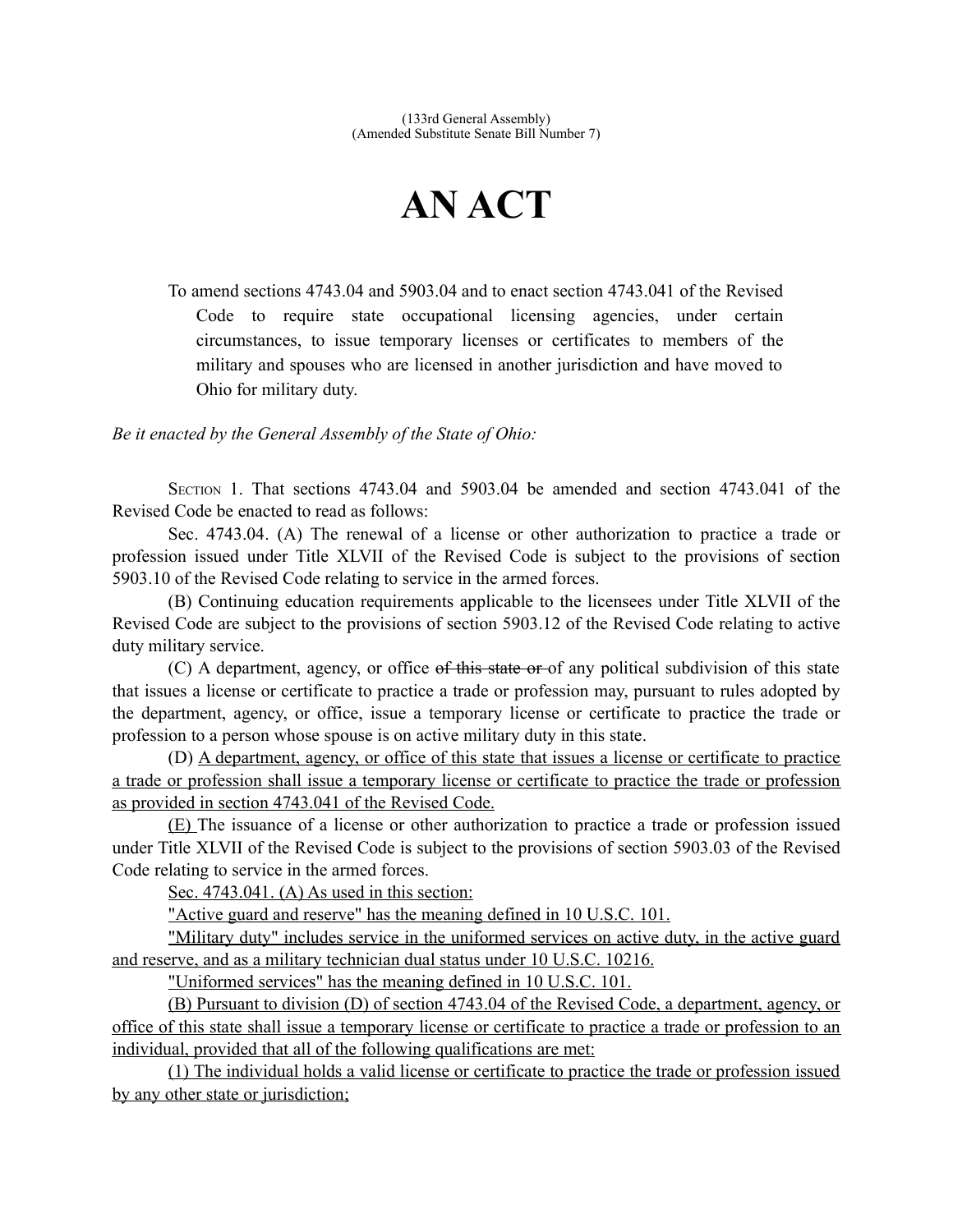(133rd General Assembly)
(Amended Substitute Senate Bill Number 7)

# AN ACT

To amend sections 4743.04 and 5903.04 and to enact section 4743.041 of the Revised Code to require state occupational licensing agencies, under certain circumstances, to issue temporary licenses or certificates to members of the military and spouses who are licensed in another jurisdiction and have moved to Ohio for military duty.

*Be it enacted by the General Assembly of the State of Ohio:*

SECTION 1. That sections 4743.04 and 5903.04 be amended and section 4743.041 of the Revised Code be enacted to read as follows:

Sec. 4743.04. (A) The renewal of a license or other authorization to practice a trade or profession issued under Title XLVII of the Revised Code is subject to the provisions of section 5903.10 of the Revised Code relating to service in the armed forces.

(B) Continuing education requirements applicable to the licensees under Title XLVII of the Revised Code are subject to the provisions of section 5903.12 of the Revised Code relating to active duty military service.

(C) A department, agency, or office ~~of this state or~~ of any political subdivision of this state that issues a license or certificate to practice a trade or profession may, pursuant to rules adopted by the department, agency, or office, issue a temporary license or certificate to practice the trade or profession to a person whose spouse is on active military duty in this state.

(D) <u>A department, agency, or office of this state that issues a license or certificate to practice a trade or profession shall issue a temporary license or certificate to practice the trade or profession as provided in section 4743.041 of the Revised Code.</u>

<u>(E)</u> The issuance of a license or other authorization to practice a trade or profession issued under Title XLVII of the Revised Code is subject to the provisions of section 5903.03 of the Revised Code relating to service in the armed forces.

<u>Sec. 4743.041. (A) As used in this section:</u>

<u>"Active guard and reserve" has the meaning defined in 10 U.S.C. 101.</u>

<u>"Military duty" includes service in the uniformed services on active duty, in the active guard and reserve, and as a military technician dual status under 10 U.S.C. 10216.</u>

<u>"Uniformed services" has the meaning defined in 10 U.S.C. 101.</u>

<u>(B) Pursuant to division (D) of section 4743.04 of the Revised Code, a department, agency, or office of this state shall issue a temporary license or certificate to practice a trade or profession to an individual, provided that all of the following qualifications are met:</u>

<u>(1) The individual holds a valid license or certificate to practice the trade or profession issued by any other state or jurisdiction;</u>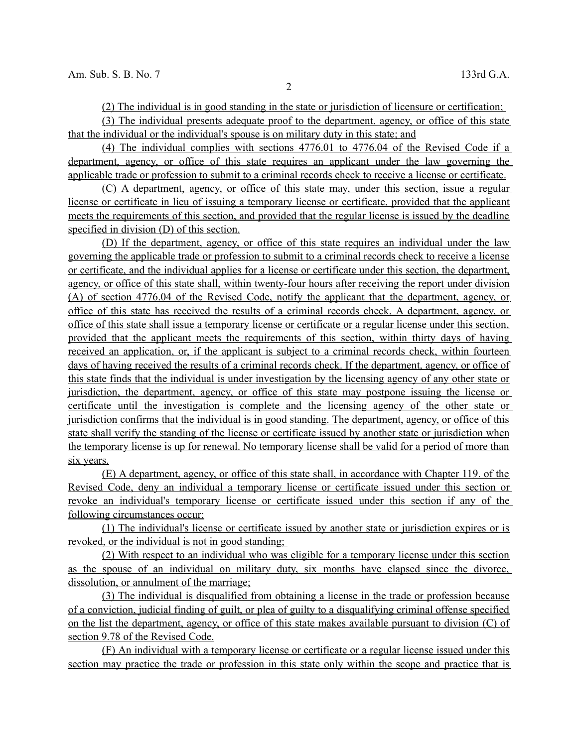(2) The individual is in good standing in the state or jurisdiction of licensure or certification;

(3) The individual presents adequate proof to the department, agency, or office of this state that the individual or the individual's spouse is on military duty in this state; and

(4) The individual complies with sections 4776.01 to 4776.04 of the Revised Code if a department, agency, or office of this state requires an applicant under the law governing the applicable trade or profession to submit to a criminal records check to receive a license or certificate.

(C) A department, agency, or office of this state may, under this section, issue a regular license or certificate in lieu of issuing a temporary license or certificate, provided that the applicant meets the requirements of this section, and provided that the regular license is issued by the deadline specified in division (D) of this section.

(D) If the department, agency, or office of this state requires an individual under the law governing the applicable trade or profession to submit to a criminal records check to receive a license or certificate, and the individual applies for a license or certificate under this section, the department, agency, or office of this state shall, within twenty-four hours after receiving the report under division (A) of section 4776.04 of the Revised Code, notify the applicant that the department, agency, or office of this state has received the results of a criminal records check. A department, agency, or office of this state shall issue a temporary license or certificate or a regular license under this section, provided that the applicant meets the requirements of this section, within thirty days of having received an application, or, if the applicant is subject to a criminal records check, within fourteen days of having received the results of a criminal records check. If the department, agency, or office of this state finds that the individual is under investigation by the licensing agency of any other state or jurisdiction, the department, agency, or office of this state may postpone issuing the license or certificate until the investigation is complete and the licensing agency of the other state or jurisdiction confirms that the individual is in good standing. The department, agency, or office of this state shall verify the standing of the license or certificate issued by another state or jurisdiction when the temporary license is up for renewal. No temporary license shall be valid for a period of more than six years.

(E) A department, agency, or office of this state shall, in accordance with Chapter 119. of the Revised Code, deny an individual a temporary license or certificate issued under this section or revoke an individual's temporary license or certificate issued under this section if any of the following circumstances occur:

(1) The individual's license or certificate issued by another state or jurisdiction expires or is revoked, or the individual is not in good standing;

(2) With respect to an individual who was eligible for a temporary license under this section as the spouse of an individual on military duty, six months have elapsed since the divorce, dissolution, or annulment of the marriage;

(3) The individual is disqualified from obtaining a license in the trade or profession because of a conviction, judicial finding of guilt, or plea of guilty to a disqualifying criminal offense specified on the list the department, agency, or office of this state makes available pursuant to division (C) of section 9.78 of the Revised Code.

(F) An individual with a temporary license or certificate or a regular license issued under this section may practice the trade or profession in this state only within the scope and practice that is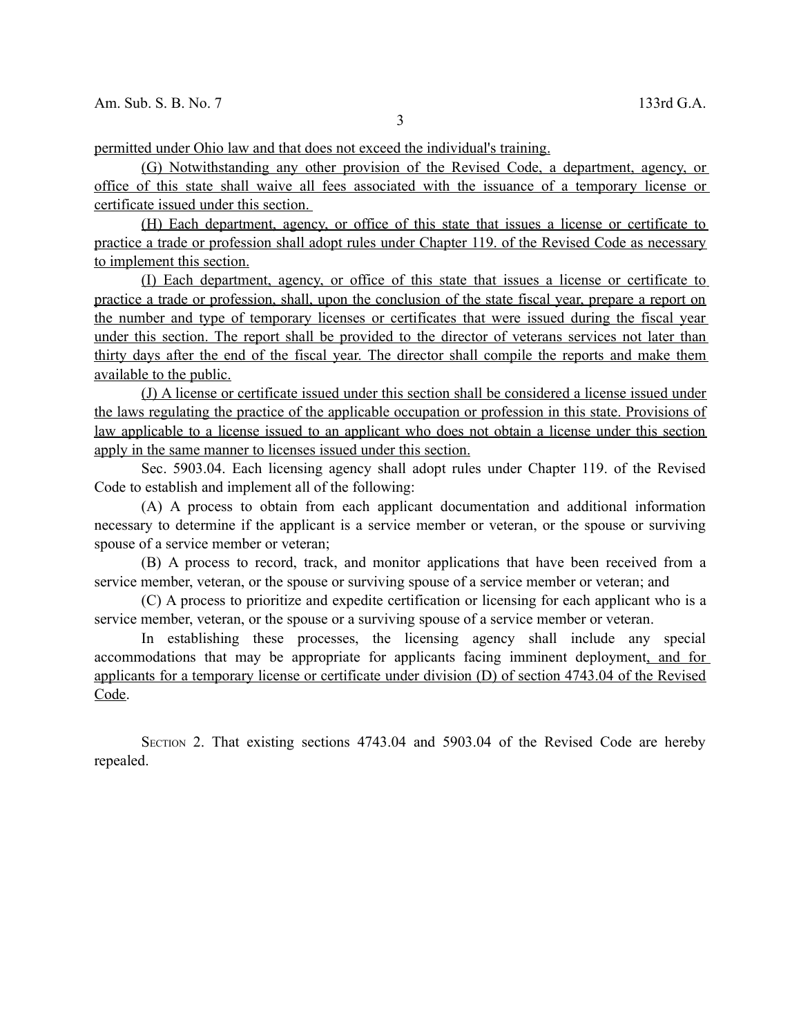permitted under Ohio law and that does not exceed the individual's training.

(G) Notwithstanding any other provision of the Revised Code, a department, agency, or office of this state shall waive all fees associated with the issuance of a temporary license or certificate issued under this section.

(H) Each department, agency, or office of this state that issues a license or certificate to practice a trade or profession shall adopt rules under Chapter 119. of the Revised Code as necessary to implement this section.

(I) Each department, agency, or office of this state that issues a license or certificate to practice a trade or profession, shall, upon the conclusion of the state fiscal year, prepare a report on the number and type of temporary licenses or certificates that were issued during the fiscal year under this section. The report shall be provided to the director of veterans services not later than thirty days after the end of the fiscal year. The director shall compile the reports and make them available to the public.

(J) A license or certificate issued under this section shall be considered a license issued under the laws regulating the practice of the applicable occupation or profession in this state. Provisions of law applicable to a license issued to an applicant who does not obtain a license under this section apply in the same manner to licenses issued under this section.

Sec. 5903.04. Each licensing agency shall adopt rules under Chapter 119. of the Revised Code to establish and implement all of the following:

(A) A process to obtain from each applicant documentation and additional information necessary to determine if the applicant is a service member or veteran, or the spouse or surviving spouse of a service member or veteran;

(B) A process to record, track, and monitor applications that have been received from a service member, veteran, or the spouse or surviving spouse of a service member or veteran; and

(C) A process to prioritize and expedite certification or licensing for each applicant who is a service member, veteran, or the spouse or a surviving spouse of a service member or veteran.

In establishing these processes, the licensing agency shall include any special accommodations that may be appropriate for applicants facing imminent deployment, and for applicants for a temporary license or certificate under division (D) of section 4743.04 of the Revised Code.

SECTION 2. That existing sections 4743.04 and 5903.04 of the Revised Code are hereby repealed.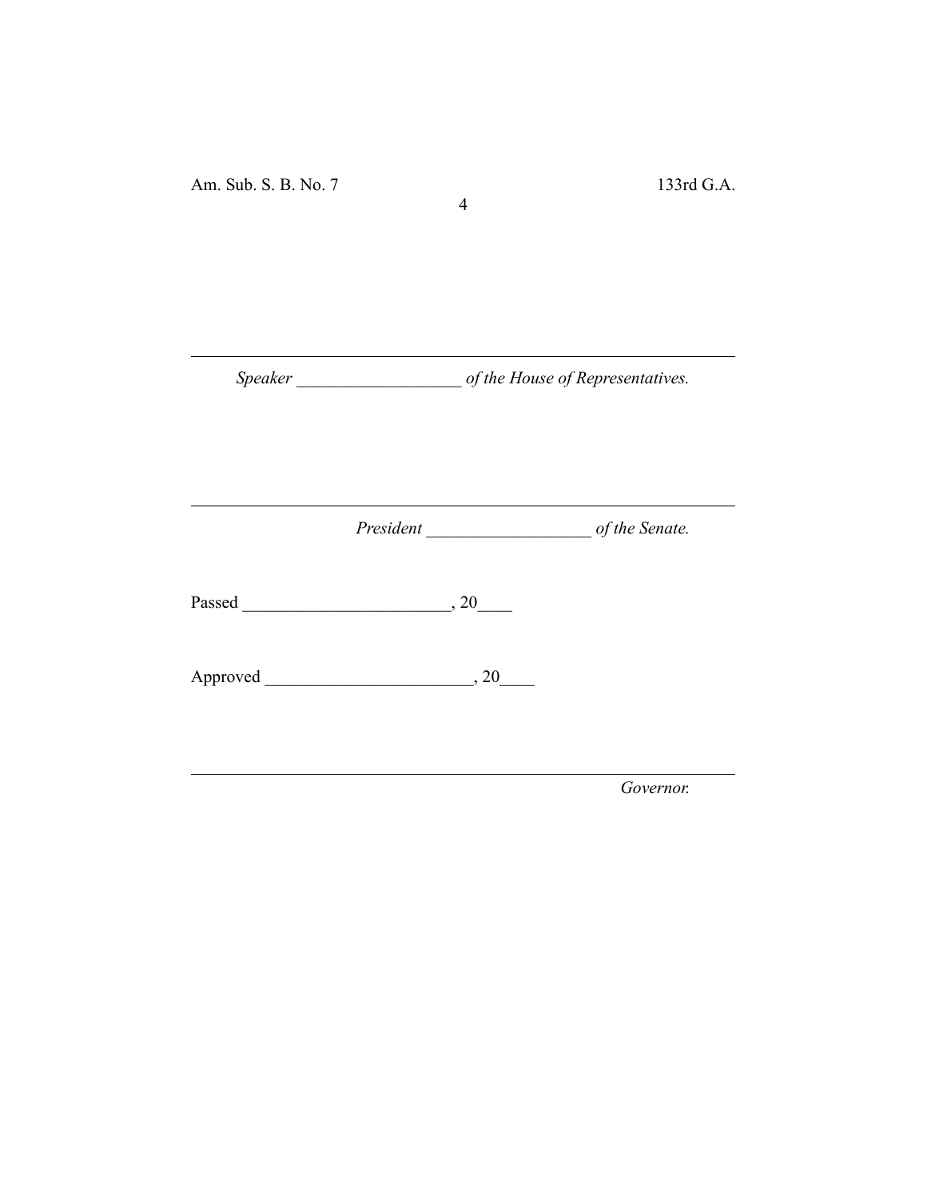---

*Speaker ___________________ of the House of Representatives.*

---

*President ___________________ of the Senate.*

Passed ________________________, 20____

Approved ________________________, 20____

---

*Governor.*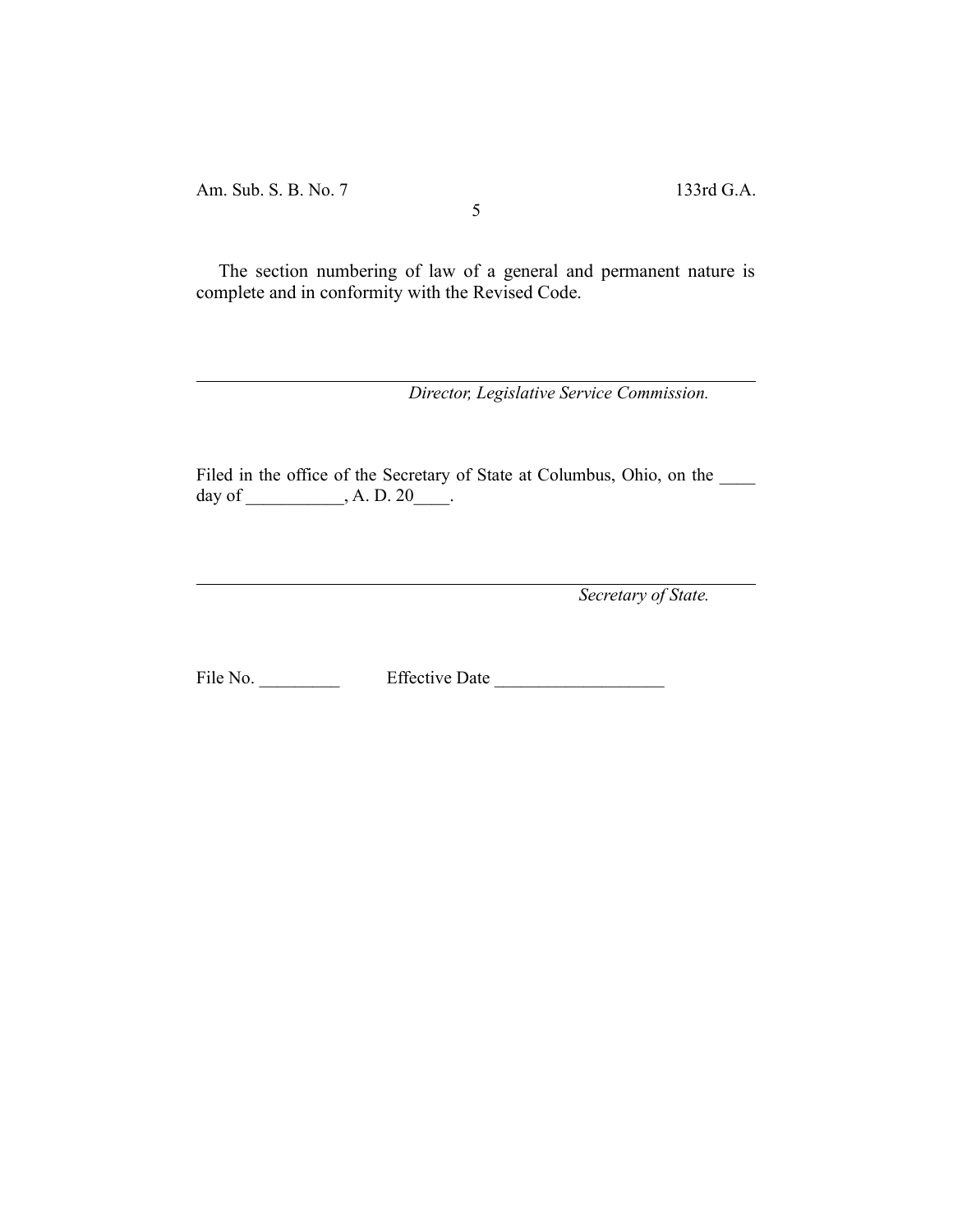The section numbering of law of a general and permanent nature is complete and in conformity with the Revised Code.

______________________________________

*Director, Legislative Service Commission.*

Filed in the office of the Secretary of State at Columbus, Ohio, on the ____ day of ___________, A. D. 20____.

______________________________________

*Secretary of State.*

File No. _________ Effective Date ___________________